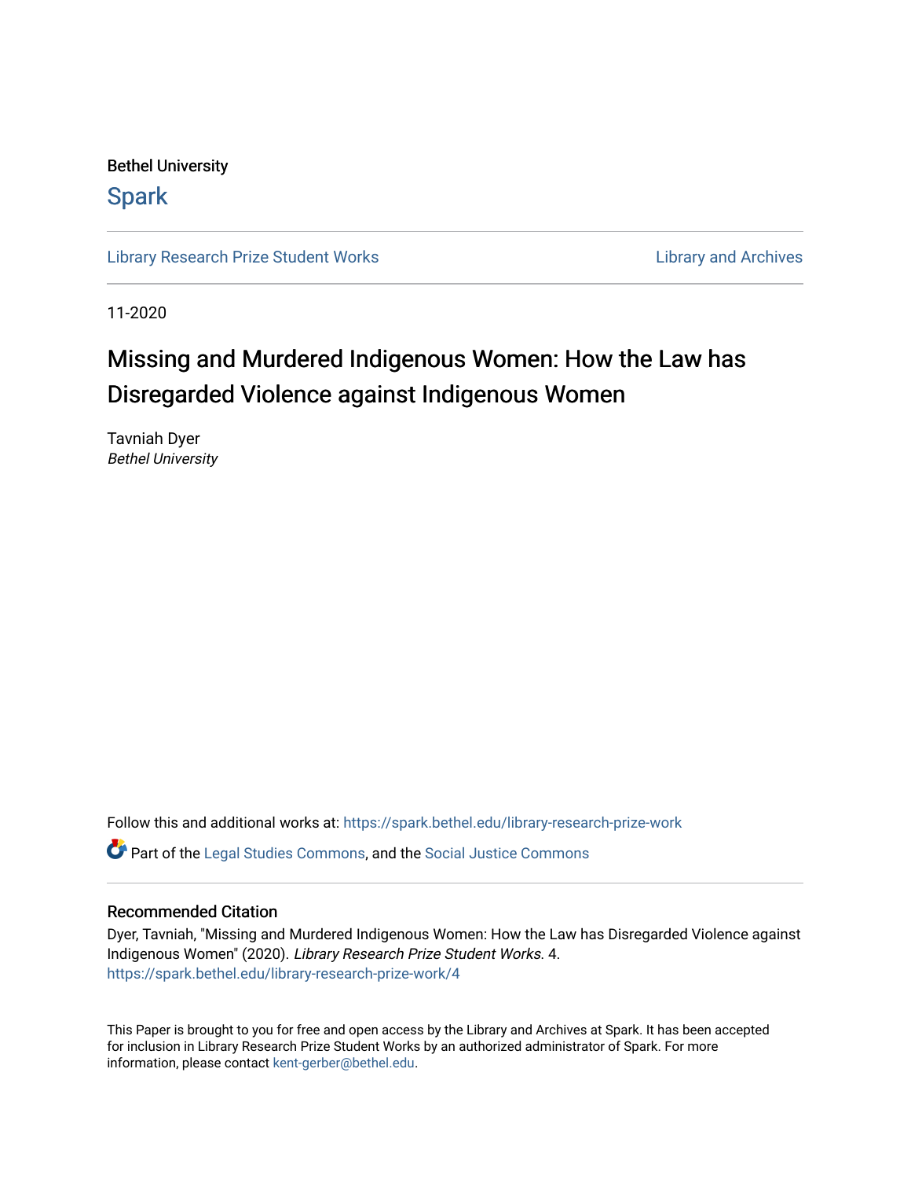Bethel University

# Spark

Library Research Prize Student Works | Library and Archives

11-2020

# Missing and Murdered Indigenous Women: How the Law has Disregarded Violence against Indigenous Women

Tavniah Dyer
*Bethel University*

Follow this and additional works at: https://spark.bethel.edu/library-research-prize-work

Part of the Legal Studies Commons, and the Social Justice Commons

## Recommended Citation

Dyer, Tavniah, "Missing and Murdered Indigenous Women: How the Law has Disregarded Violence against Indigenous Women" (2020). *Library Research Prize Student Works.* 4.
https://spark.bethel.edu/library-research-prize-work/4

This Paper is brought to you for free and open access by the Library and Archives at Spark. It has been accepted for inclusion in Library Research Prize Student Works by an authorized administrator of Spark. For more information, please contact kent-gerber@bethel.edu.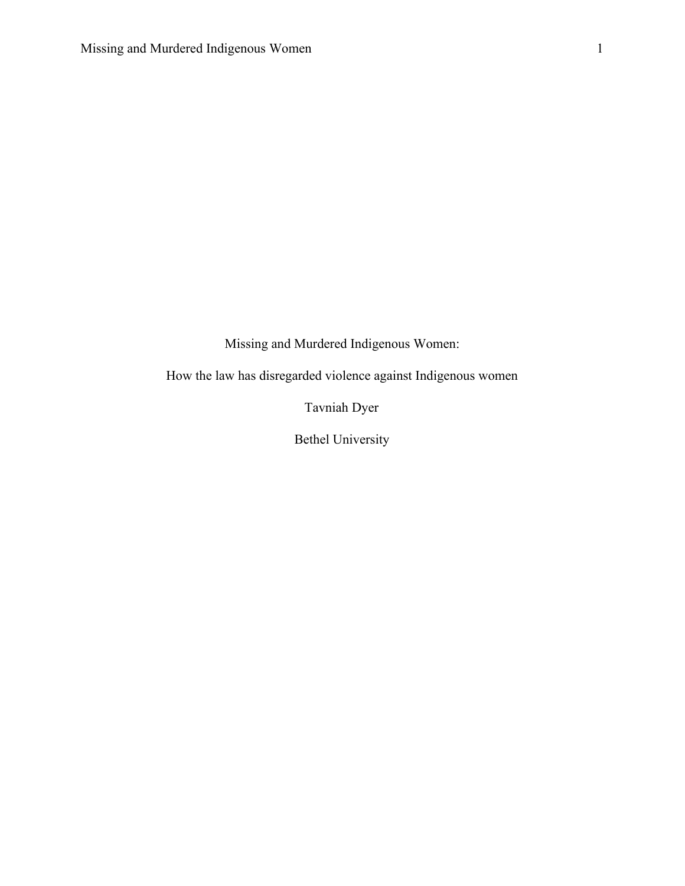# Missing and Murdered Indigenous Women:

How the law has disregarded violence against Indigenous women

Tavniah Dyer

Bethel University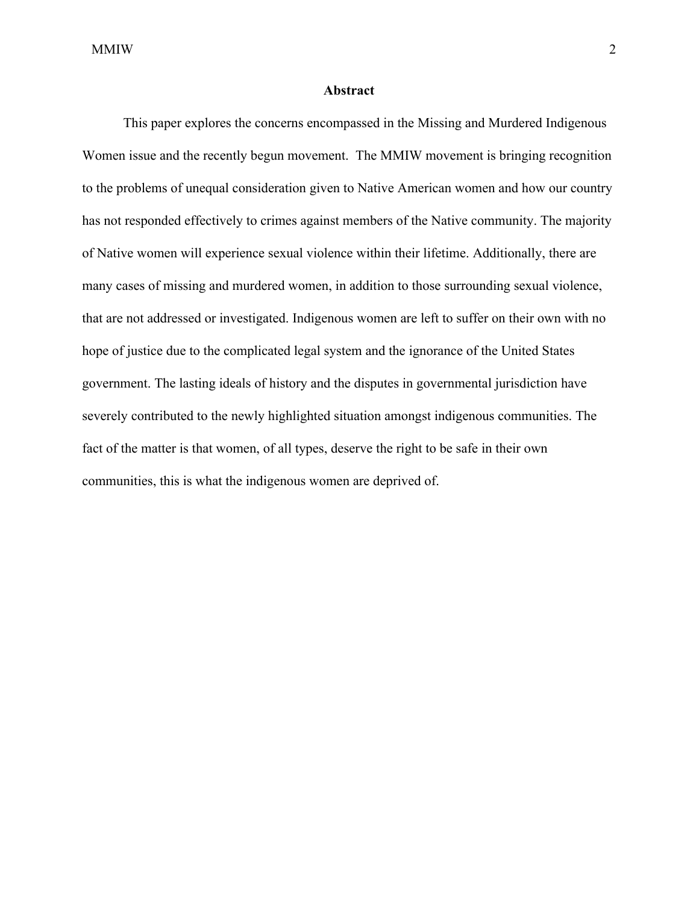## Abstract

This paper explores the concerns encompassed in the Missing and Murdered Indigenous Women issue and the recently begun movement.  The MMIW movement is bringing recognition to the problems of unequal consideration given to Native American women and how our country has not responded effectively to crimes against members of the Native community. The majority of Native women will experience sexual violence within their lifetime. Additionally, there are many cases of missing and murdered women, in addition to those surrounding sexual violence, that are not addressed or investigated. Indigenous women are left to suffer on their own with no hope of justice due to the complicated legal system and the ignorance of the United States government. The lasting ideals of history and the disputes in governmental jurisdiction have severely contributed to the newly highlighted situation amongst indigenous communities. The fact of the matter is that women, of all types, deserve the right to be safe in their own communities, this is what the indigenous women are deprived of.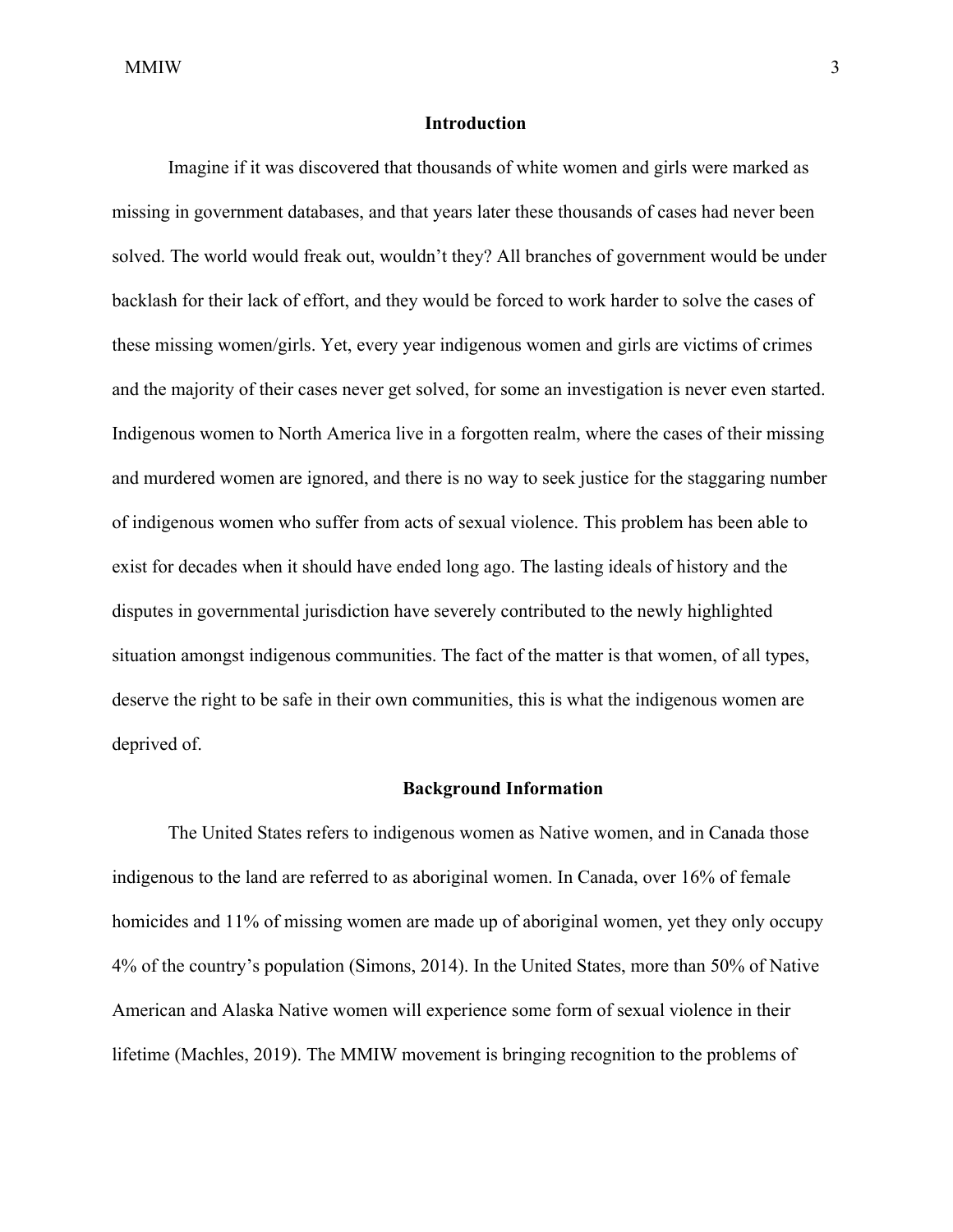## Introduction

Imagine if it was discovered that thousands of white women and girls were marked as missing in government databases, and that years later these thousands of cases had never been solved. The world would freak out, wouldn't they? All branches of government would be under backlash for their lack of effort, and they would be forced to work harder to solve the cases of these missing women/girls. Yet, every year indigenous women and girls are victims of crimes and the majority of their cases never get solved, for some an investigation is never even started. Indigenous women to North America live in a forgotten realm, where the cases of their missing and murdered women are ignored, and there is no way to seek justice for the staggaring number of indigenous women who suffer from acts of sexual violence. This problem has been able to exist for decades when it should have ended long ago. The lasting ideals of history and the disputes in governmental jurisdiction have severely contributed to the newly highlighted situation amongst indigenous communities. The fact of the matter is that women, of all types, deserve the right to be safe in their own communities, this is what the indigenous women are deprived of.

## Background Information

The United States refers to indigenous women as Native women, and in Canada those indigenous to the land are referred to as aboriginal women. In Canada, over 16% of female homicides and 11% of missing women are made up of aboriginal women, yet they only occupy 4% of the country's population (Simons, 2014). In the United States, more than 50% of Native American and Alaska Native women will experience some form of sexual violence in their lifetime (Machles, 2019). The MMIW movement is bringing recognition to the problems of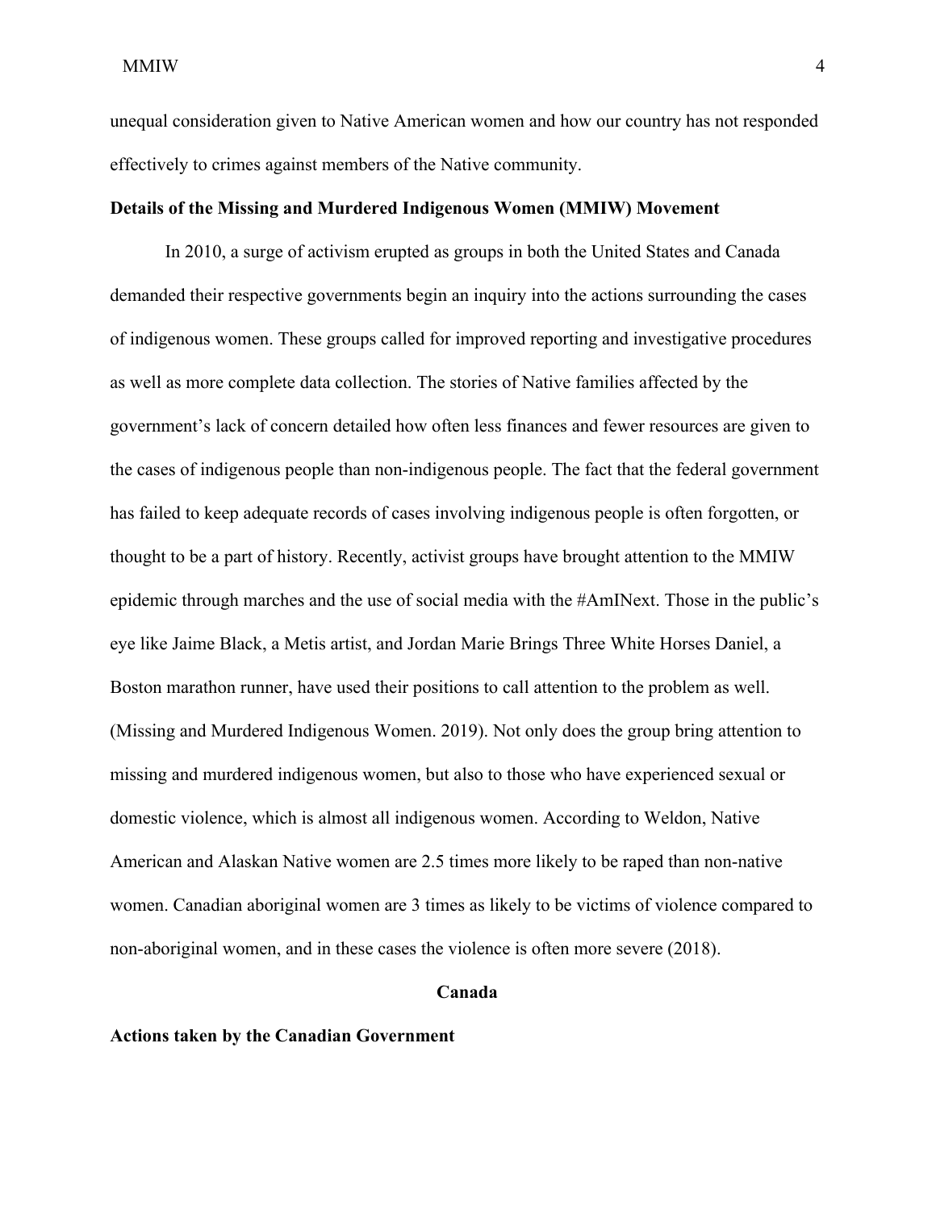unequal consideration given to Native American women and how our country has not responded effectively to crimes against members of the Native community.

**Details of the Missing and Murdered Indigenous Women (MMIW) Movement**

In 2010, a surge of activism erupted as groups in both the United States and Canada demanded their respective governments begin an inquiry into the actions surrounding the cases of indigenous women. These groups called for improved reporting and investigative procedures as well as more complete data collection. The stories of Native families affected by the government's lack of concern detailed how often less finances and fewer resources are given to the cases of indigenous people than non-indigenous people. The fact that the federal government has failed to keep adequate records of cases involving indigenous people is often forgotten, or thought to be a part of history. Recently, activist groups have brought attention to the MMIW epidemic through marches and the use of social media with the #AmINext. Those in the public's eye like Jaime Black, a Metis artist, and Jordan Marie Brings Three White Horses Daniel, a Boston marathon runner, have used their positions to call attention to the problem as well. (Missing and Murdered Indigenous Women. 2019). Not only does the group bring attention to missing and murdered indigenous women, but also to those who have experienced sexual or domestic violence, which is almost all indigenous women. According to Weldon, Native American and Alaskan Native women are 2.5 times more likely to be raped than non-native women. Canadian aboriginal women are 3 times as likely to be victims of violence compared to non-aboriginal women, and in these cases the violence is often more severe (2018).

## Canada

**Actions taken by the Canadian Government**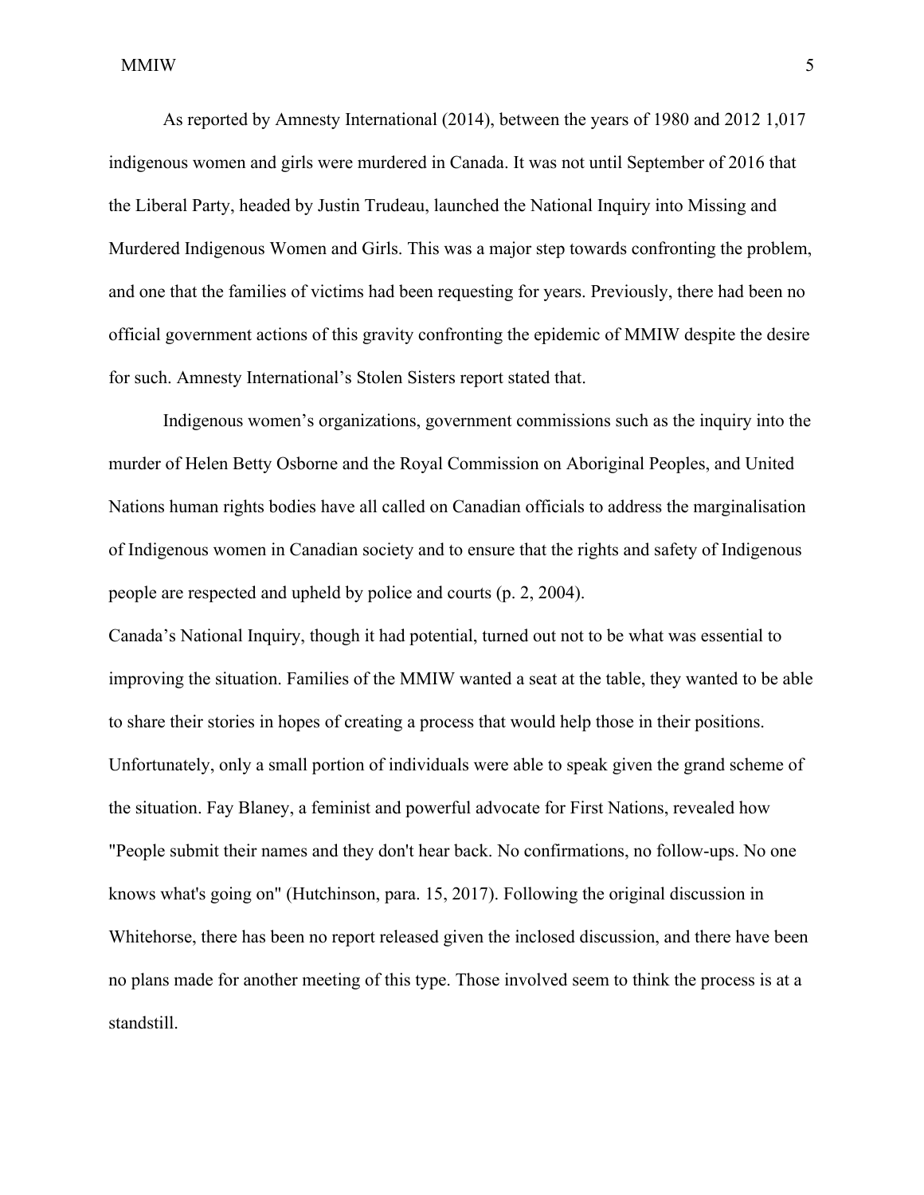As reported by Amnesty International (2014), between the years of 1980 and 2012 1,017 indigenous women and girls were murdered in Canada. It was not until September of 2016 that the Liberal Party, headed by Justin Trudeau, launched the National Inquiry into Missing and Murdered Indigenous Women and Girls. This was a major step towards confronting the problem, and one that the families of victims had been requesting for years. Previously, there had been no official government actions of this gravity confronting the epidemic of MMIW despite the desire for such. Amnesty International's Stolen Sisters report stated that.

Indigenous women's organizations, government commissions such as the inquiry into the murder of Helen Betty Osborne and the Royal Commission on Aboriginal Peoples, and United Nations human rights bodies have all called on Canadian officials to address the marginalisation of Indigenous women in Canadian society and to ensure that the rights and safety of Indigenous people are respected and upheld by police and courts (p. 2, 2004).

Canada's National Inquiry, though it had potential, turned out not to be what was essential to improving the situation. Families of the MMIW wanted a seat at the table, they wanted to be able to share their stories in hopes of creating a process that would help those in their positions. Unfortunately, only a small portion of individuals were able to speak given the grand scheme of the situation. Fay Blaney, a feminist and powerful advocate for First Nations, revealed how "People submit their names and they don't hear back. No confirmations, no follow-ups. No one knows what's going on" (Hutchinson, para. 15, 2017). Following the original discussion in Whitehorse, there has been no report released given the inclosed discussion, and there have been no plans made for another meeting of this type. Those involved seem to think the process is at a standstill.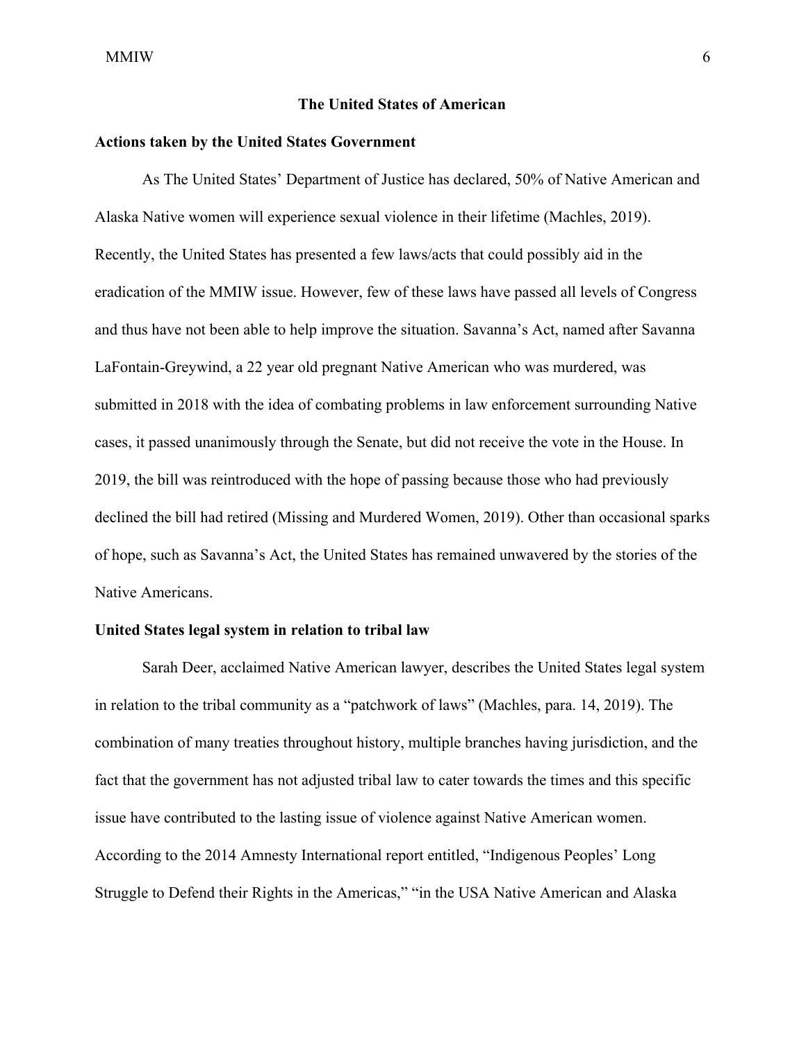## The United States of American

### Actions taken by the United States Government

As The United States' Department of Justice has declared, 50% of Native American and Alaska Native women will experience sexual violence in their lifetime (Machles, 2019). Recently, the United States has presented a few laws/acts that could possibly aid in the eradication of the MMIW issue. However, few of these laws have passed all levels of Congress and thus have not been able to help improve the situation. Savanna's Act, named after Savanna LaFontain-Greywind, a 22 year old pregnant Native American who was murdered, was submitted in 2018 with the idea of combating problems in law enforcement surrounding Native cases, it passed unanimously through the Senate, but did not receive the vote in the House. In 2019, the bill was reintroduced with the hope of passing because those who had previously declined the bill had retired (Missing and Murdered Women, 2019). Other than occasional sparks of hope, such as Savanna's Act, the United States has remained unwavered by the stories of the Native Americans.

### United States legal system in relation to tribal law

Sarah Deer, acclaimed Native American lawyer, describes the United States legal system in relation to the tribal community as a "patchwork of laws" (Machles, para. 14, 2019). The combination of many treaties throughout history, multiple branches having jurisdiction, and the fact that the government has not adjusted tribal law to cater towards the times and this specific issue have contributed to the lasting issue of violence against Native American women. According to the 2014 Amnesty International report entitled, "Indigenous Peoples' Long Struggle to Defend their Rights in the Americas," "in the USA Native American and Alaska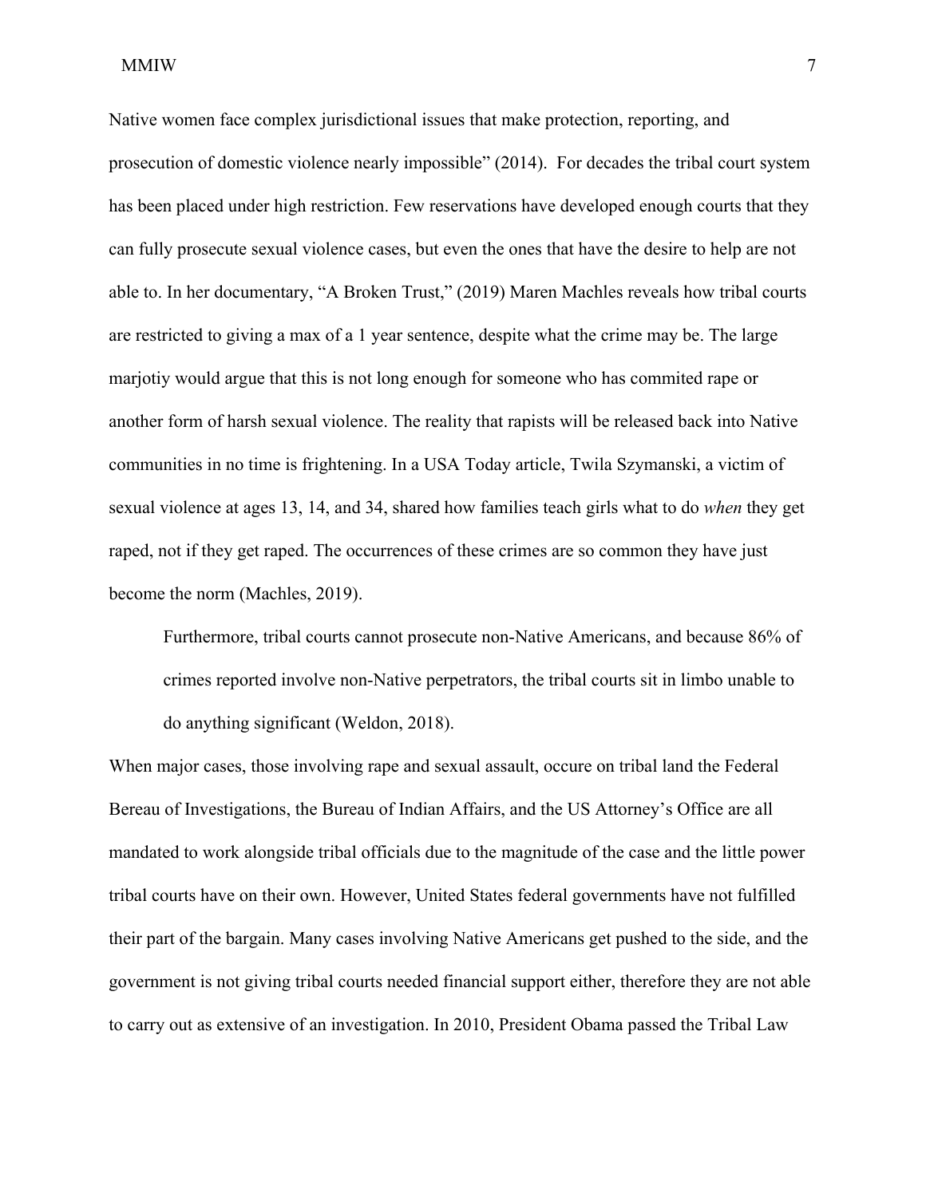Native women face complex jurisdictional issues that make protection, reporting, and prosecution of domestic violence nearly impossible" (2014). For decades the tribal court system has been placed under high restriction. Few reservations have developed enough courts that they can fully prosecute sexual violence cases, but even the ones that have the desire to help are not able to. In her documentary, "A Broken Trust," (2019) Maren Machles reveals how tribal courts are restricted to giving a max of a 1 year sentence, despite what the crime may be. The large marjotiy would argue that this is not long enough for someone who has commited rape or another form of harsh sexual violence. The reality that rapists will be released back into Native communities in no time is frightening. In a USA Today article, Twila Szymanski, a victim of sexual violence at ages 13, 14, and 34, shared how families teach girls what to do *when* they get raped, not if they get raped. The occurrences of these crimes are so common they have just become the norm (Machles, 2019).

> Furthermore, tribal courts cannot prosecute non-Native Americans, and because 86% of crimes reported involve non-Native perpetrators, the tribal courts sit in limbo unable to do anything significant (Weldon, 2018).

When major cases, those involving rape and sexual assault, occure on tribal land the Federal Bereau of Investigations, the Bureau of Indian Affairs, and the US Attorney's Office are all mandated to work alongside tribal officials due to the magnitude of the case and the little power tribal courts have on their own. However, United States federal governments have not fulfilled their part of the bargain. Many cases involving Native Americans get pushed to the side, and the government is not giving tribal courts needed financial support either, therefore they are not able to carry out as extensive of an investigation. In 2010, President Obama passed the Tribal Law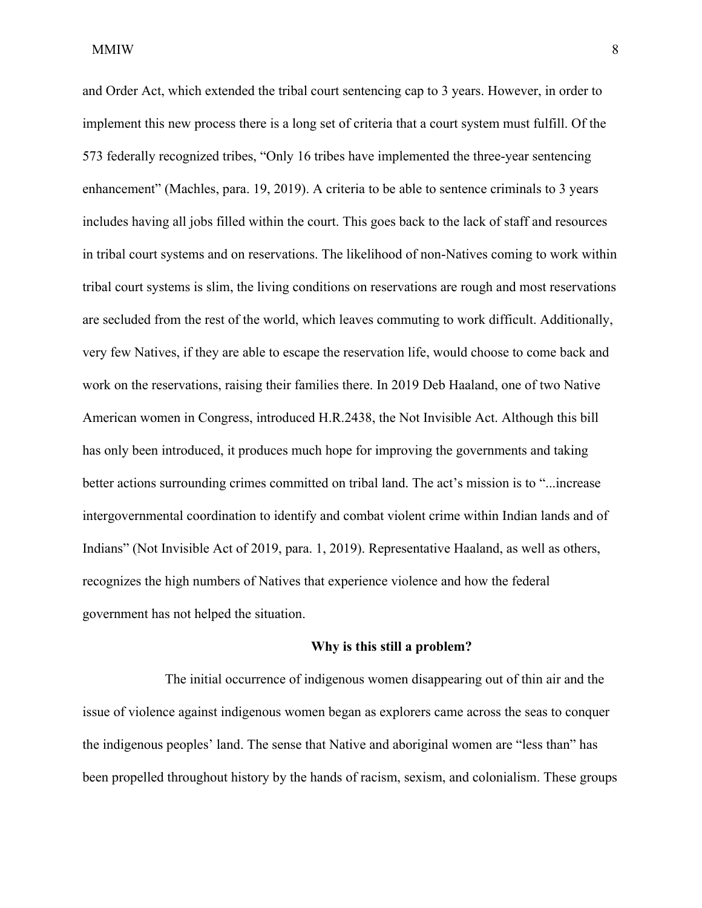and Order Act, which extended the tribal court sentencing cap to 3 years. However, in order to implement this new process there is a long set of criteria that a court system must fulfill. Of the 573 federally recognized tribes, “Only 16 tribes have implemented the three-year sentencing enhancement” (Machles, para. 19, 2019). A criteria to be able to sentence criminals to 3 years includes having all jobs filled within the court. This goes back to the lack of staff and resources in tribal court systems and on reservations. The likelihood of non-Natives coming to work within tribal court systems is slim, the living conditions on reservations are rough and most reservations are secluded from the rest of the world, which leaves commuting to work difficult. Additionally, very few Natives, if they are able to escape the reservation life, would choose to come back and work on the reservations, raising their families there. In 2019 Deb Haaland, one of two Native American women in Congress, introduced H.R.2438, the Not Invisible Act. Although this bill has only been introduced, it produces much hope for improving the governments and taking better actions surrounding crimes committed on tribal land. The act’s mission is to “...increase intergovernmental coordination to identify and combat violent crime within Indian lands and of Indians” (Not Invisible Act of 2019, para. 1, 2019). Representative Haaland, as well as others, recognizes the high numbers of Natives that experience violence and how the federal government has not helped the situation.

## Why is this still a problem?

The initial occurrence of indigenous women disappearing out of thin air and the issue of violence against indigenous women began as explorers came across the seas to conquer the indigenous peoples’ land. The sense that Native and aboriginal women are “less than” has been propelled throughout history by the hands of racism, sexism, and colonialism. These groups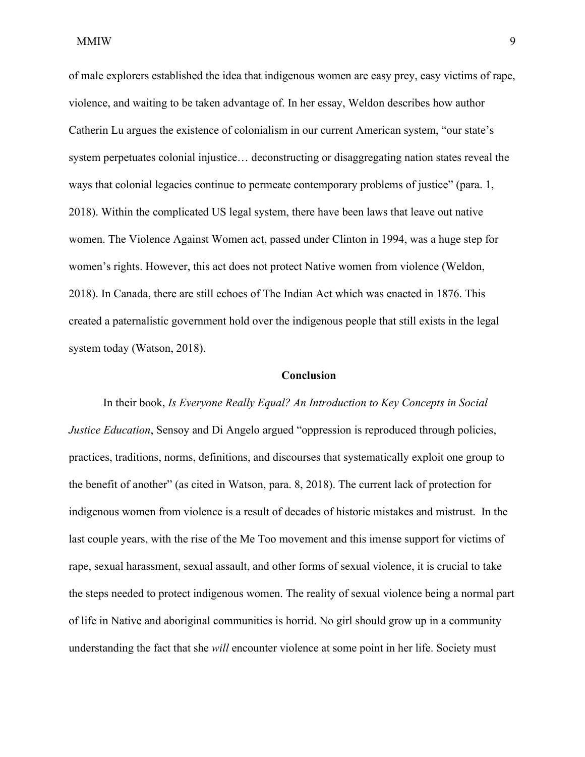of male explorers established the idea that indigenous women are easy prey, easy victims of rape, violence, and waiting to be taken advantage of. In her essay, Weldon describes how author Catherin Lu argues the existence of colonialism in our current American system, "our state's system perpetuates colonial injustice… deconstructing or disaggregating nation states reveal the ways that colonial legacies continue to permeate contemporary problems of justice" (para. 1, 2018). Within the complicated US legal system, there have been laws that leave out native women. The Violence Against Women act, passed under Clinton in 1994, was a huge step for women's rights. However, this act does not protect Native women from violence (Weldon, 2018). In Canada, there are still echoes of The Indian Act which was enacted in 1876. This created a paternalistic government hold over the indigenous people that still exists in the legal system today (Watson, 2018).

## Conclusion

In their book, *Is Everyone Really Equal? An Introduction to Key Concepts in Social Justice Education*, Sensoy and Di Angelo argued "oppression is reproduced through policies, practices, traditions, norms, definitions, and discourses that systematically exploit one group to the benefit of another" (as cited in Watson, para. 8, 2018). The current lack of protection for indigenous women from violence is a result of decades of historic mistakes and mistrust. In the last couple years, with the rise of the Me Too movement and this imense support for victims of rape, sexual harassment, sexual assault, and other forms of sexual violence, it is crucial to take the steps needed to protect indigenous women. The reality of sexual violence being a normal part of life in Native and aboriginal communities is horrid. No girl should grow up in a community understanding the fact that she *will* encounter violence at some point in her life. Society must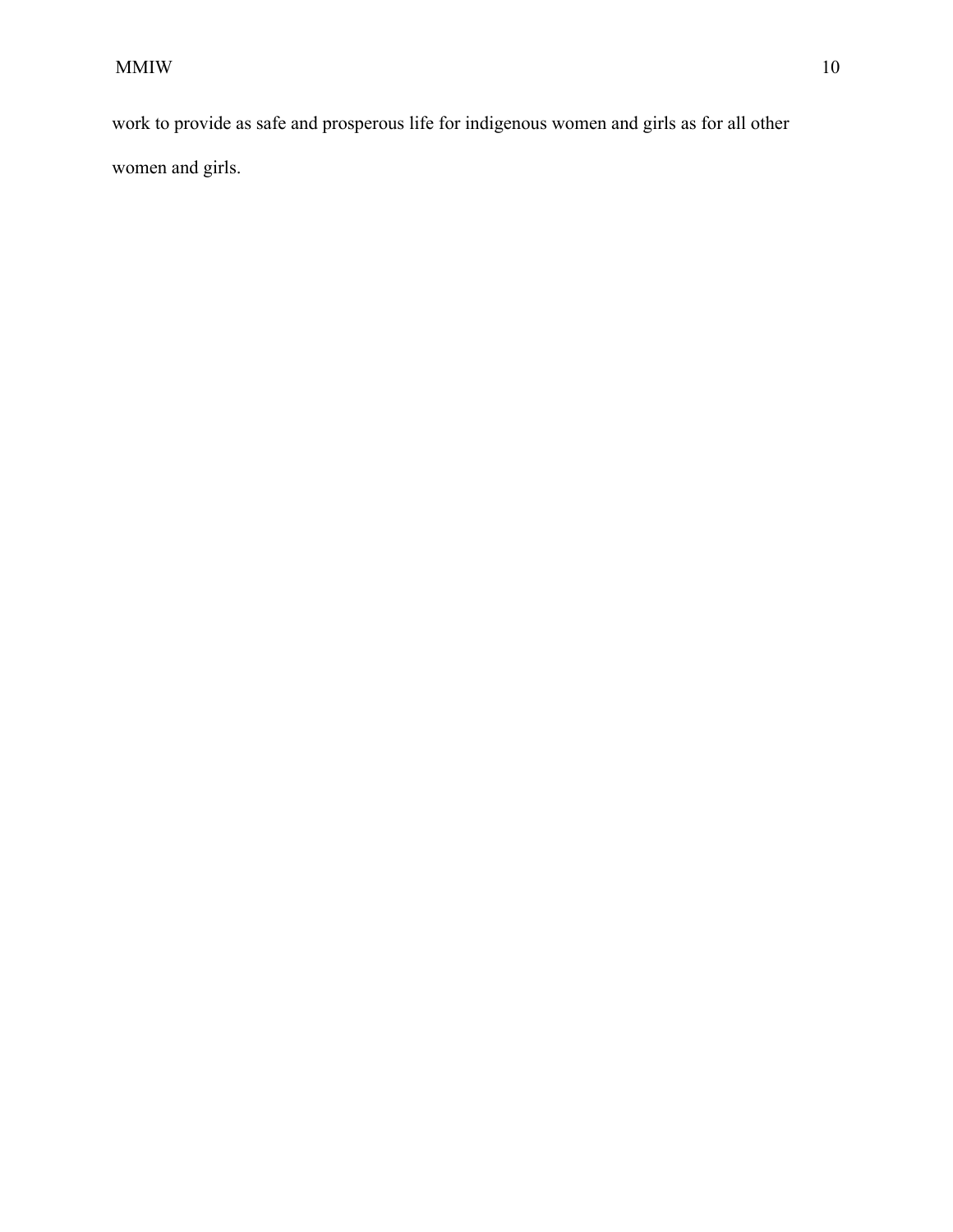work to provide as safe and prosperous life for indigenous women and girls as for all other women and girls.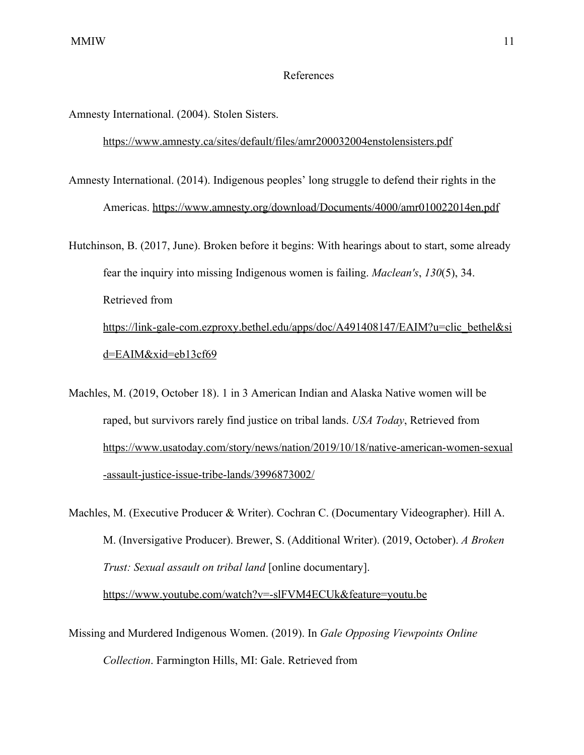# References

Amnesty International. (2004). Stolen Sisters. https://www.amnesty.ca/sites/default/files/amr200032004enstolensisters.pdf

Amnesty International. (2014). Indigenous peoples' long struggle to defend their rights in the Americas. https://www.amnesty.org/download/Documents/4000/amr010022014en.pdf

Hutchinson, B. (2017, June). Broken before it begins: With hearings about to start, some already fear the inquiry into missing Indigenous women is failing. *Maclean's*, *130*(5), 34. Retrieved from https://link-gale-com.ezproxy.bethel.edu/apps/doc/A491408147/EAIM?u=clic_bethel&sid=EAIM&xid=eb13cf69

Machles, M. (2019, October 18). 1 in 3 American Indian and Alaska Native women will be raped, but survivors rarely find justice on tribal lands. *USA Today*, Retrieved from https://www.usatoday.com/story/news/nation/2019/10/18/native-american-women-sexual-assault-justice-issue-tribe-lands/3996873002/

Machles, M. (Executive Producer & Writer). Cochran C. (Documentary Videographer). Hill A. M. (Inversigative Producer). Brewer, S. (Additional Writer). (2019, October). *A Broken Trust: Sexual assault on tribal land* [online documentary]. https://www.youtube.com/watch?v=-slFVM4ECUk&feature=youtu.be

Missing and Murdered Indigenous Women. (2019). In *Gale Opposing Viewpoints Online Collection*. Farmington Hills, MI: Gale. Retrieved from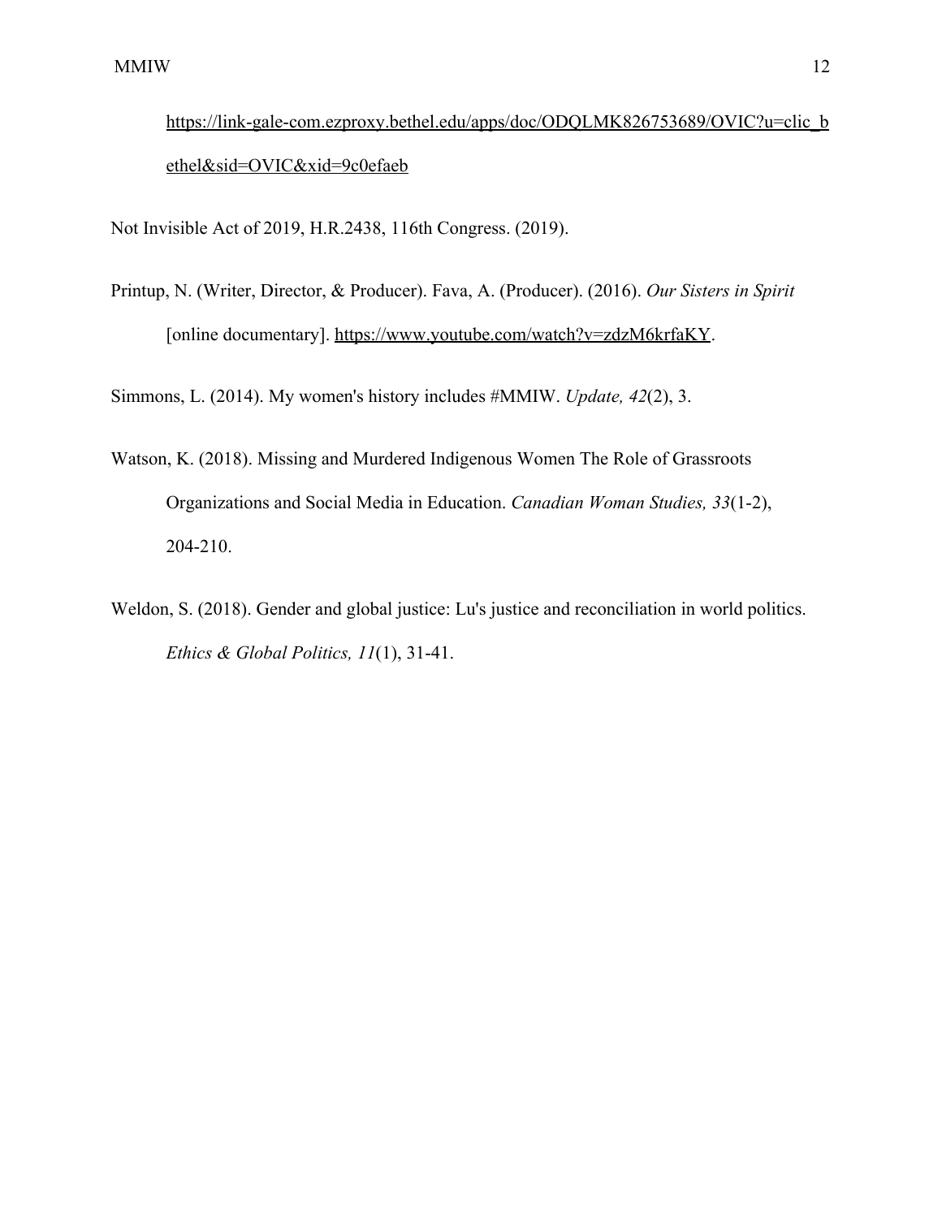https://link-gale-com.ezproxy.bethel.edu/apps/doc/ODQLMK826753689/OVIC?u=clic_bethel&sid=OVIC&xid=9c0efaeb

Not Invisible Act of 2019, H.R.2438, 116th Congress. (2019).

Printup, N. (Writer, Director, & Producer). Fava, A. (Producer). (2016). *Our Sisters in Spirit* [online documentary]. https://www.youtube.com/watch?v=zdzM6krfaKY.

Simmons, L. (2014). My women's history includes #MMIW. *Update, 42*(2), 3.

Watson, K. (2018). Missing and Murdered Indigenous Women The Role of Grassroots Organizations and Social Media in Education. *Canadian Woman Studies, 33*(1-2), 204-210.

Weldon, S. (2018). Gender and global justice: Lu's justice and reconciliation in world politics. *Ethics & Global Politics, 11*(1), 31-41.